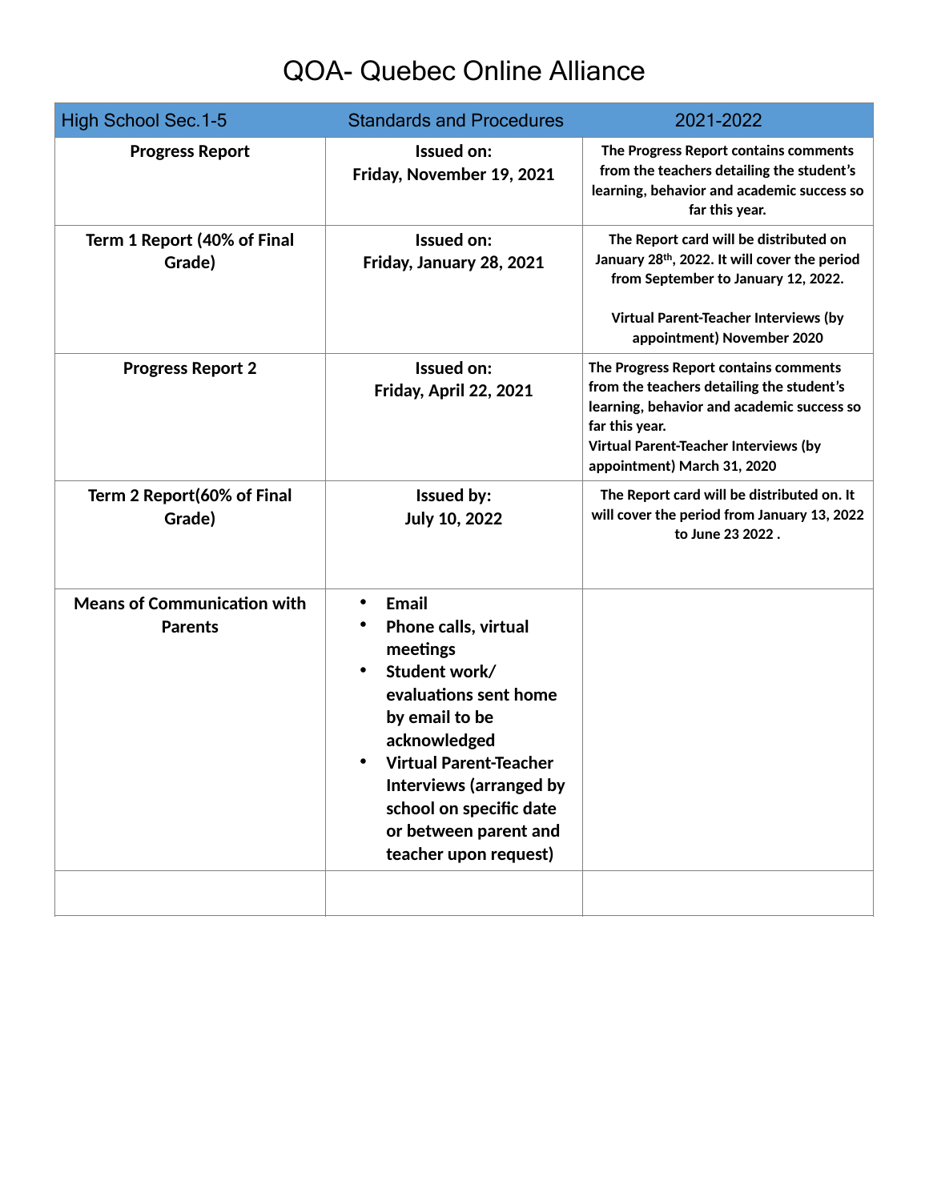# QOA- Quebec Online Alliance

| High School Sec.1-5 | Standards and Procedures | 2021-2022 |
|---|---|---|
| **Progress Report** | **Issued on:**<br>**Friday, November 19, 2021** | **The Progress Report contains comments from the teachers detailing the student's learning, behavior and academic success so far this year.** |
| **Term 1 Report (40% of Final Grade)** | **Issued on:**<br>**Friday, January 28, 2021** | **The Report card will be distributed on January 28th, 2022. It will cover the period from September to January 12, 2022.**<br><br>**Virtual Parent-Teacher Interviews (by appointment) November 2020** |
| **Progress Report 2** | **Issued on:**<br>**Friday, April 22, 2021** | **The Progress Report contains comments from the teachers detailing the student's learning, behavior and academic success so far this year.**<br>**Virtual Parent-Teacher Interviews (by appointment) March 31, 2020** |
| **Term 2 Report(60% of Final Grade)** | **Issued by:**<br>**July 10, 2022** | **The Report card will be distributed on. It will cover the period from January 13, 2022 to June 23 2022 .** |
| **Means of Communication with Parents** | • **Email**<br>• **Phone calls, virtual meetings**<br>• **Student work/ evaluations sent home by email to be acknowledged**<br>• **Virtual Parent-Teacher Interviews (arranged by school on specific date or between parent and teacher upon request)** | |
| | | |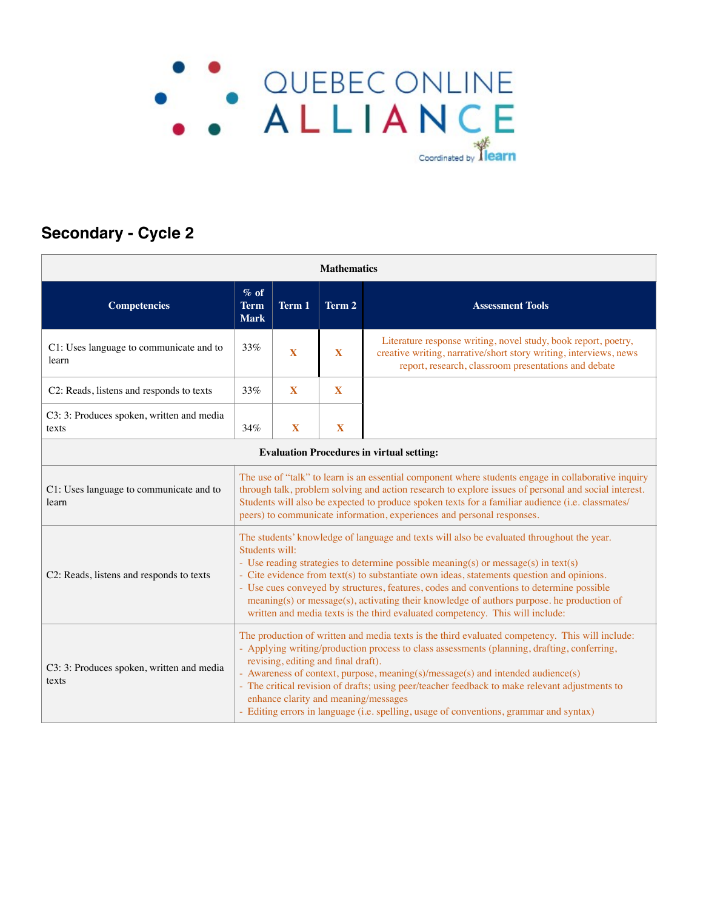## Secondary - Cycle 2

| Mathematics | | | | |
|---|---|---|---|---|
| **Competencies** | **% of Term Mark** | **Term 1** | **Term 2** | **Assessment Tools** |
| C1: Uses language to communicate and to learn | 33% | X | X | Literature response writing, novel study, book report, poetry, creative writing, narrative/short story writing, interviews, news report, research, classroom presentations and debate |
| C2: Reads, listens and responds to texts | 33% | X | X | |
| C3: 3: Produces spoken, written and media texts | 34% | X | X | |

| Evaluation Procedures in virtual setting: | |
|---|---|
| C1: Uses language to communicate and to learn | The use of "talk" to learn is an essential component where students engage in collaborative inquiry through talk, problem solving and action research to explore issues of personal and social interest. Students will also be expected to produce spoken texts for a familiar audience (i.e. classmates/ peers) to communicate information, experiences and personal responses. |
| C2: Reads, listens and responds to texts | The students' knowledge of language and texts will also be evaluated throughout the year. Students will:<br>- Use reading strategies to determine possible meaning(s) or message(s) in text(s)<br>- Cite evidence from text(s) to substantiate own ideas, statements question and opinions.<br>- Use cues conveyed by structures, features, codes and conventions to determine possible meaning(s) or message(s), activating their knowledge of authors purpose. he production of written and media texts is the third evaluated competency. This will include: |
| C3: 3: Produces spoken, written and media texts | The production of written and media texts is the third evaluated competency. This will include:<br>- Applying writing/production process to class assessments (planning, drafting, conferring, revising, editing and final draft).<br>- Awareness of context, purpose, meaning(s)/message(s) and intended audience(s)<br>- The critical revision of drafts; using peer/teacher feedback to make relevant adjustments to enhance clarity and meaning/messages<br>- Editing errors in language (i.e. spelling, usage of conventions, grammar and syntax) |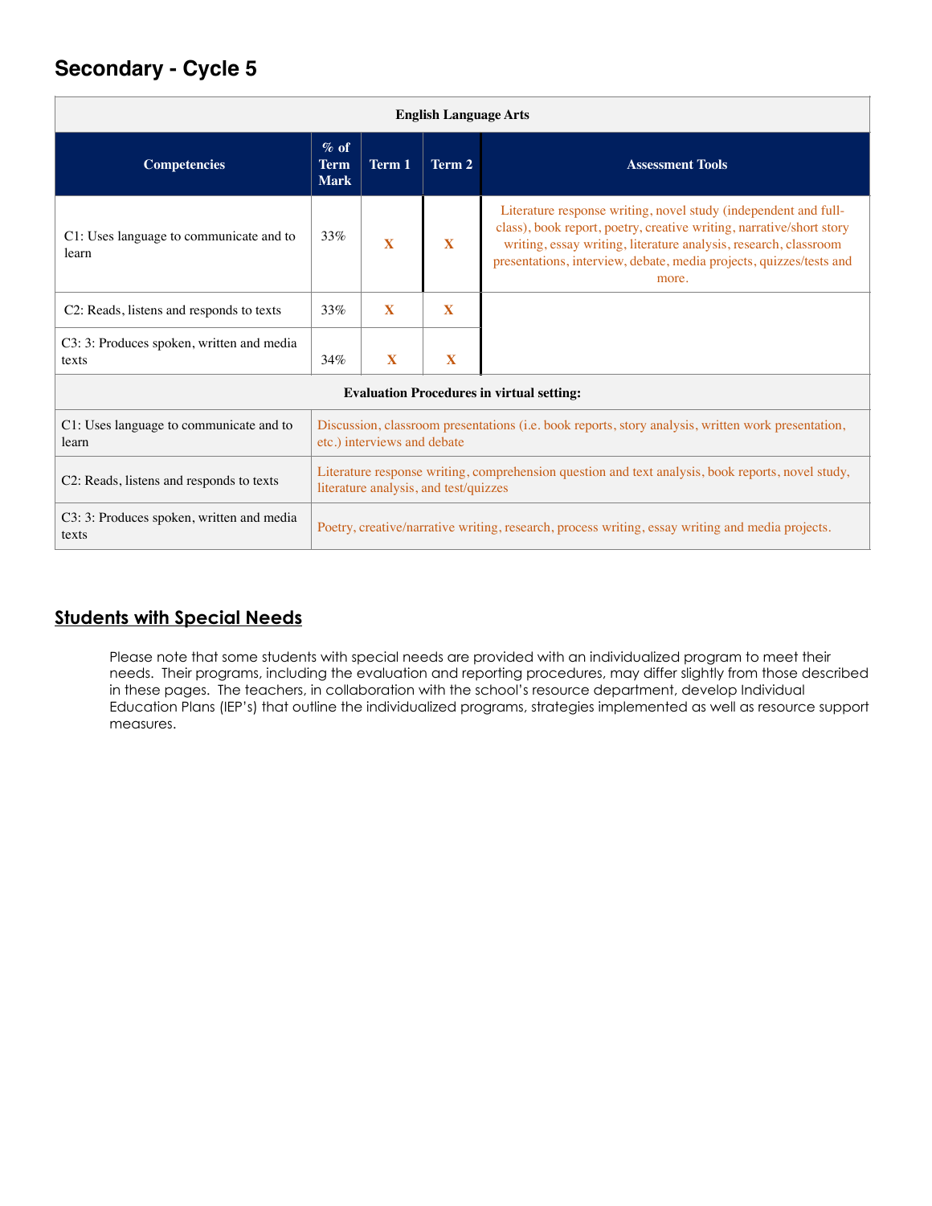## Secondary - Cycle 5

| English Language Arts | | | | |
|---|---|---|---|---|
| **Competencies** | **% of Term Mark** | **Term 1** | **Term 2** | **Assessment Tools** |
| C1: Uses language to communicate and to learn | 33% | X | X | Literature response writing, novel study (independent and full-class), book report, poetry, creative writing, narrative/short story writing, essay writing, literature analysis, research, classroom presentations, interview, debate, media projects, quizzes/tests and more. |
| C2: Reads, listens and responds to texts | 33% | X | X | |
| C3: 3: Produces spoken, written and media texts | 34% | X | X | |
| **Evaluation Procedures in virtual setting:** | | | | |
| C1: Uses language to communicate and to learn | Discussion, classroom presentations (i.e. book reports, story analysis, written work presentation, etc.) interviews and debate | | | |
| C2: Reads, listens and responds to texts | Literature response writing, comprehension question and text analysis, book reports, novel study, literature analysis, and test/quizzes | | | |
| C3: 3: Produces spoken, written and media texts | Poetry, creative/narrative writing, research, process writing, essay writing and media projects. | | | |

## Students with Special Needs

Please note that some students with special needs are provided with an individualized program to meet their needs. Their programs, including the evaluation and reporting procedures, may differ slightly from those described in these pages. The teachers, in collaboration with the school's resource department, develop Individual Education Plans (IEP's) that outline the individualized programs, strategies implemented as well as resource support measures.